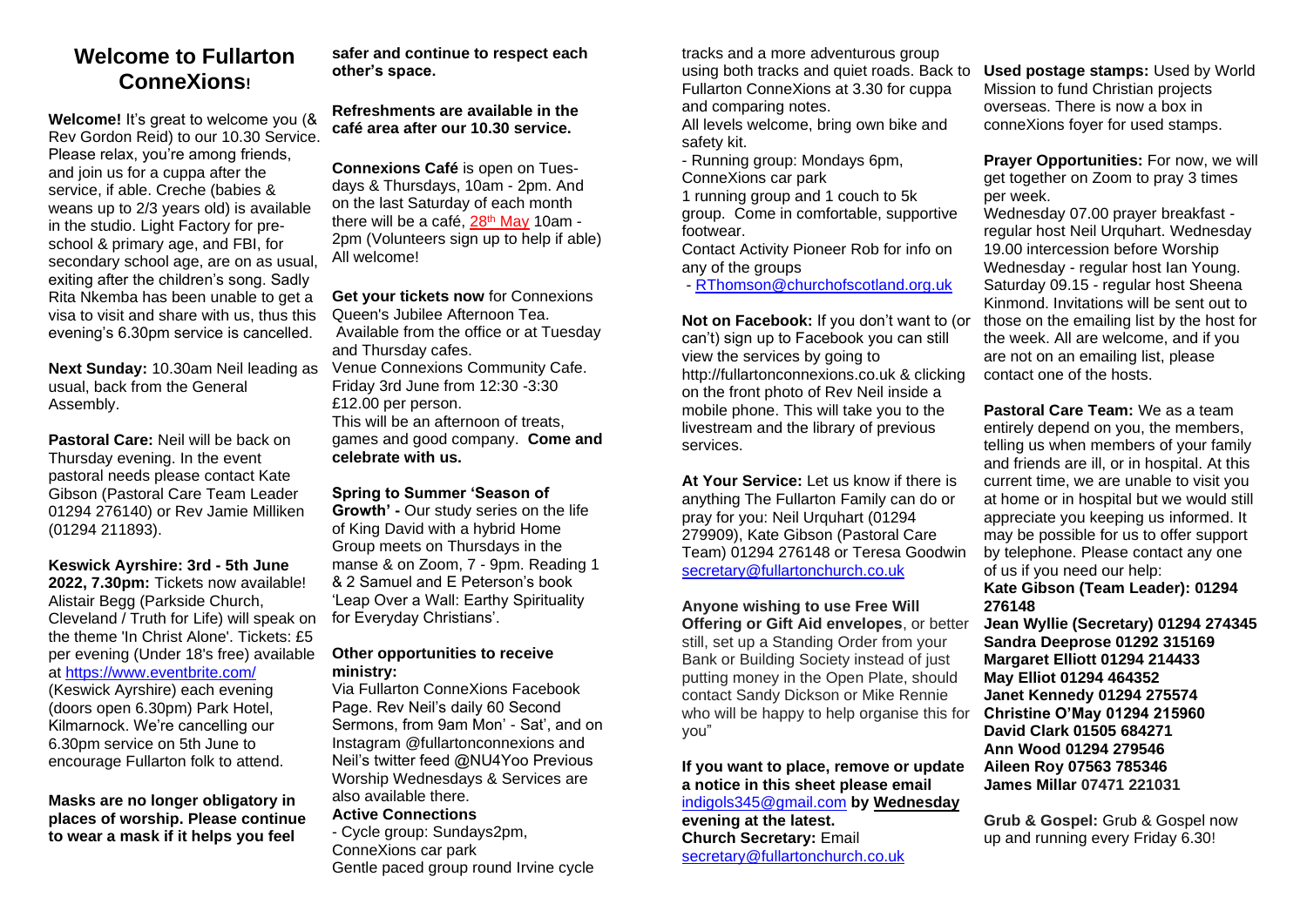# Welcome to Fullarton ConneXions!

**Welcome!** It's great to welcome you (& Rev Gordon Reid) to our 10.30 Service. Please relax, you're among friends, and join us for a cuppa after the service, if able. Creche (babies & weans up to 2/3 years old) is available in the studio. Light Factory for pre-school & primary age, and FBI, for secondary school age, are on as usual, exiting after the children's song. Sadly Rita Nkemba has been unable to get a visa to visit and share with us, thus this evening's 6.30pm service is cancelled.

**Next Sunday:** 10.30am Neil leading as usual, back from the General Assembly.

**Pastoral Care:** Neil will be back on Thursday evening. In the event pastoral needs please contact Kate Gibson (Pastoral Care Team Leader 01294 276140) or Rev Jamie Milliken (01294 211893).

**Keswick Ayrshire: 3rd - 5th June 2022, 7.30pm:** Tickets now available! Alistair Begg (Parkside Church, Cleveland / Truth for Life) will speak on the theme 'In Christ Alone'. Tickets: £5 per evening (Under 18's free) available at https://www.eventbrite.com/ (Keswick Ayrshire) each evening (doors open 6.30pm) Park Hotel, Kilmarnock. We're cancelling our 6.30pm service on 5th June to encourage Fullarton folk to attend.

**Masks are no longer obligatory in places of worship. Please continue to wear a mask if it helps you feel safer and continue to respect each other's space.**

**Refreshments are available in the café area after our 10.30 service.**

**Connexions Café** is open on Tuesdays & Thursdays, 10am - 2pm. And on the last Saturday of each month there will be a café, 28th May 10am - 2pm (Volunteers sign up to help if able) All welcome!

**Get your tickets now** for Connexions Queen's Jubilee Afternoon Tea. Available from the office or at Tuesday and Thursday cafes.
Venue Connexions Community Cafe.
Friday 3rd June from 12:30 -3:30
£12.00 per person.
This will be an afternoon of treats, games and good company. **Come and celebrate with us.**

**Spring to Summer 'Season of Growth' -** Our study series on the life of King David with a hybrid Home Group meets on Thursdays in the manse & on Zoom, 7 - 9pm. Reading 1 & 2 Samuel and E Peterson's book 'Leap Over a Wall: Earthy Spirituality for Everyday Christians'.

**Other opportunities to receive ministry:**
Via Fullarton ConneXions Facebook Page. Rev Neil's daily 60 Second Sermons, from 9am Mon' - Sat', and on Instagram @fullartonconnexions and Neil's twitter feed @NU4Yoo Previous Worship Wednesdays & Services are also available there.

**Active Connections**

- Cycle group: Sundays2pm, ConneXions car park
Gentle paced group round Irvine cycle tracks and a more adventurous group using both tracks and quiet roads. Back to Fullarton ConneXions at 3.30 for cuppa and comparing notes.
All levels welcome, bring own bike and safety kit.
- Running group: Mondays 6pm, ConneXions car park
1 running group and 1 couch to 5k group. Come in comfortable, supportive footwear.

Contact Activity Pioneer Rob for info on any of the groups
- RThomson@churchofscotland.org.uk

**Not on Facebook:** If you don't want to (or can't) sign up to Facebook you can still view the services by going to http://fullartonconnexions.co.uk & clicking on the front photo of Rev Neil inside a mobile phone. This will take you to the livestream and the library of previous services.

**At Your Service:** Let us know if there is anything The Fullarton Family can do or pray for you: Neil Urquhart (01294 279909), Kate Gibson (Pastoral Care Team) 01294 276148 or Teresa Goodwin secretary@fullartonchurch.co.uk

**Anyone wishing to use Free Will Offering or Gift Aid envelopes**, or better still, set up a Standing Order from your Bank or Building Society instead of just putting money in the Open Plate, should contact Sandy Dickson or Mike Rennie who will be happy to help organise this for you"

**If you want to place, remove or update a notice in this sheet please email** indigols345@gmail.com **by Wednesday evening at the latest.**
**Church Secretary:** Email secretary@fullartonchurch.co.uk

**Used postage stamps:** Used by World Mission to fund Christian projects overseas. There is now a box in conneXions foyer for used stamps.

**Prayer Opportunities:** For now, we will get together on Zoom to pray 3 times per week.
Wednesday 07.00 prayer breakfast - regular host Neil Urquhart. Wednesday 19.00 intercession before Worship Wednesday - regular host Ian Young. Saturday 09.15 - regular host Sheena Kinmond. Invitations will be sent out to those on the emailing list by the host for the week. All are welcome, and if you are not on an emailing list, please contact one of the hosts.

**Pastoral Care Team:** We as a team entirely depend on you, the members, telling us when members of your family and friends are ill, or in hospital. At this current time, we are unable to visit you at home or in hospital but we would still appreciate you keeping us informed. It may be possible for us to offer support by telephone. Please contact any one of us if you need our help:

**Kate Gibson (Team Leader): 01294 276148**
**Jean Wyllie (Secretary) 01294 274345**
**Sandra Deeprose 01292 315169**
**Margaret Elliott 01294 214433**
**May Elliot 01294 464352**
**Janet Kennedy 01294 275574**
**Christine O'May 01294 215960**
**David Clark 01505 684271**
**Ann Wood 01294 279546**
**Aileen Roy 07563 785346**
**James Millar 07471 221031**

**Grub & Gospel:** Grub & Gospel now up and running every Friday 6.30!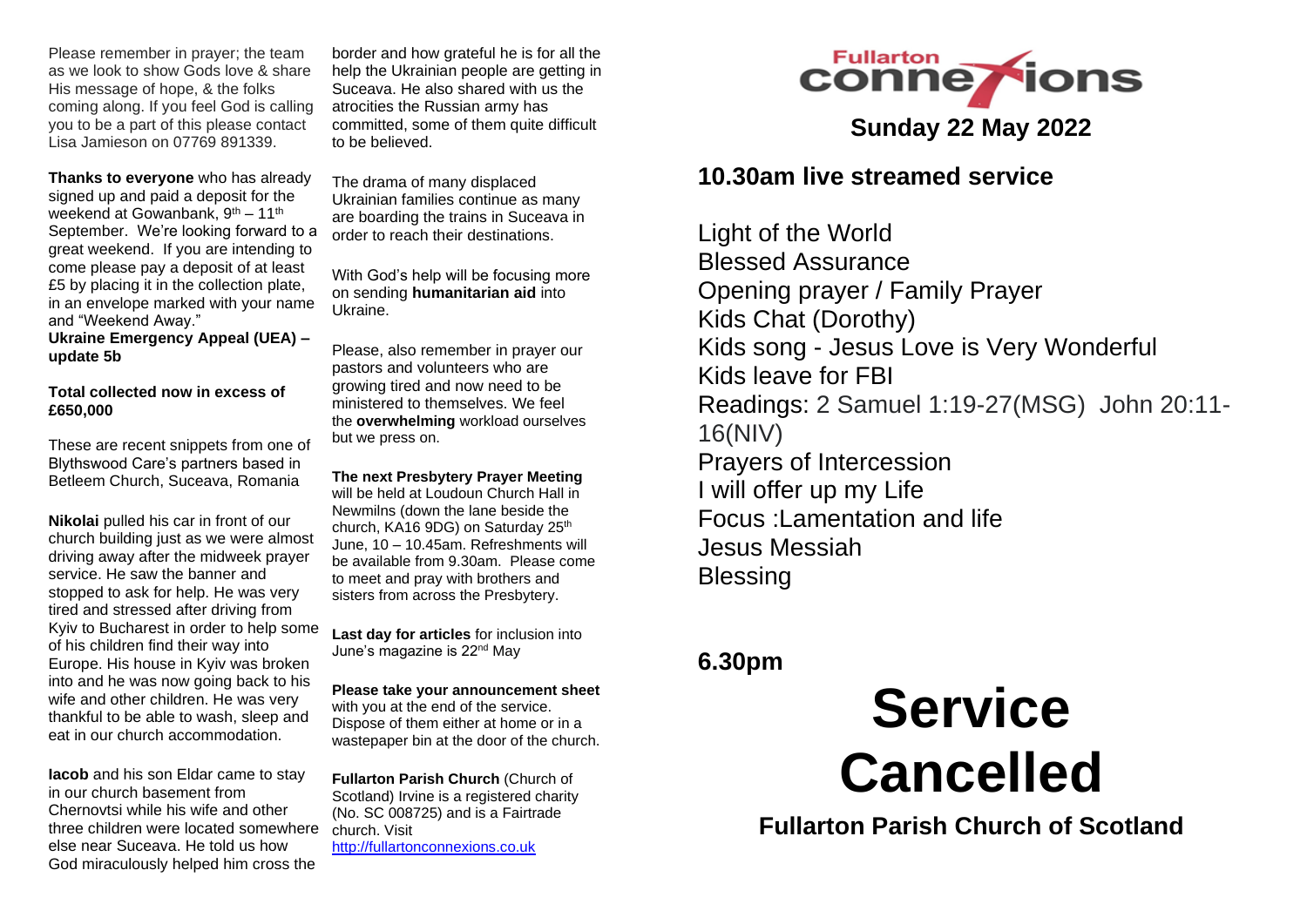Please remember in prayer; the team as we look to show Gods love & share His message of hope, & the folks coming along. If you feel God is calling you to be a part of this please contact Lisa Jamieson on 07769 891339.

**Thanks to everyone** who has already signed up and paid a deposit for the weekend at Gowanbank, 9th – 11th September. We're looking forward to a great weekend. If you are intending to come please pay a deposit of at least £5 by placing it in the collection plate, in an envelope marked with your name and "Weekend Away."

**Ukraine Emergency Appeal (UEA) – update 5b**

**Total collected now in excess of £650,000**

These are recent snippets from one of Blythswood Care's partners based in Betleem Church, Suceava, Romania

**Nikolai** pulled his car in front of our church building just as we were almost driving away after the midweek prayer service. He saw the banner and stopped to ask for help. He was very tired and stressed after driving from Kyiv to Bucharest in order to help some of his children find their way into Europe. His house in Kyiv was broken into and he was now going back to his wife and other children. He was very thankful to be able to wash, sleep and eat in our church accommodation.

**Iacob** and his son Eldar came to stay in our church basement from Chernovtsi while his wife and other three children were located somewhere else near Suceava. He told us how God miraculously helped him cross the border and how grateful he is for all the help the Ukrainian people are getting in Suceava. He also shared with us the atrocities the Russian army has committed, some of them quite difficult to be believed.

The drama of many displaced Ukrainian families continue as many are boarding the trains in Suceava in order to reach their destinations.

With God's help will be focusing more on sending **humanitarian aid** into Ukraine.

Please, also remember in prayer our pastors and volunteers who are growing tired and now need to be ministered to themselves. We feel the **overwhelming** workload ourselves but we press on.

**The next Presbytery Prayer Meeting** will be held at Loudoun Church Hall in Newmilns (down the lane beside the church, KA16 9DG) on Saturday 25th June, 10 – 10.45am. Refreshments will be available from 9.30am. Please come to meet and pray with brothers and sisters from across the Presbytery.

**Last day for articles** for inclusion into June's magazine is 22nd May

**Please take your announcement sheet** with you at the end of the service. Dispose of them either at home or in a wastepaper bin at the door of the church.

**Fullarton Parish Church** (Church of Scotland) Irvine is a registered charity (No. SC 008725) and is a Fairtrade church. Visit http://fullartonconnexions.co.uk

Fullarton connexions

## Sunday 22 May 2022

## 10.30am live streamed service

Light of the World
Blessed Assurance
Opening prayer / Family Prayer
Kids Chat (Dorothy)
Kids song - Jesus Love is Very Wonderful
Kids leave for FBI
Readings: 2 Samuel 1:19-27(MSG) John 20:11-16(NIV)
Prayers of Intercession
I will offer up my Life
Focus :Lamentation and life
Jesus Messiah
Blessing

## 6.30pm

# Service Cancelled

**Fullarton Parish Church of Scotland**